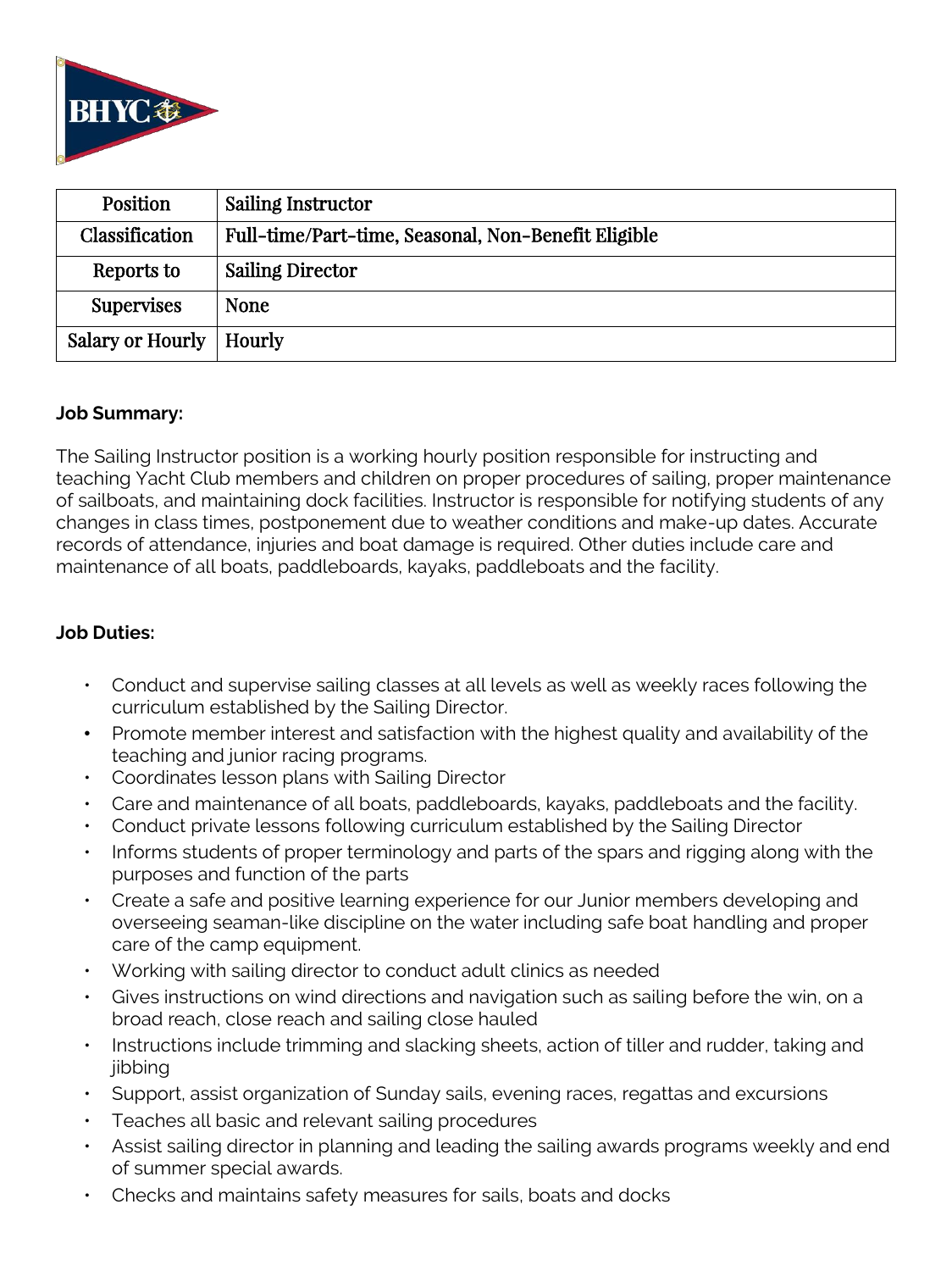BHYC

| Position | Sailing Instructor |
|---|---|
| Classification | Full-time/Part-time, Seasonal, Non-Benefit Eligible |
| Reports to | Sailing Director |
| Supervises | None |
| Salary or Hourly | Hourly |

**Job Summary:**

The Sailing Instructor position is a working hourly position responsible for instructing and teaching Yacht Club members and children on proper procedures of sailing, proper maintenance of sailboats, and maintaining dock facilities. Instructor is responsible for notifying students of any changes in class times, postponement due to weather conditions and make-up dates. Accurate records of attendance, injuries and boat damage is required. Other duties include care and maintenance of all boats, paddleboards, kayaks, paddleboats and the facility.

**Job Duties:**

- Conduct and supervise sailing classes at all levels as well as weekly races following the curriculum established by the Sailing Director.
- Promote member interest and satisfaction with the highest quality and availability of the teaching and junior racing programs.
- Coordinates lesson plans with Sailing Director
- Care and maintenance of all boats, paddleboards, kayaks, paddleboats and the facility.
- Conduct private lessons following curriculum established by the Sailing Director
- Informs students of proper terminology and parts of the spars and rigging along with the purposes and function of the parts
- Create a safe and positive learning experience for our Junior members developing and overseeing seaman-like discipline on the water including safe boat handling and proper care of the camp equipment.
- Working with sailing director to conduct adult clinics as needed
- Gives instructions on wind directions and navigation such as sailing before the win, on a broad reach, close reach and sailing close hauled
- Instructions include trimming and slacking sheets, action of tiller and rudder, taking and jibbing
- Support, assist organization of Sunday sails, evening races, regattas and excursions
- Teaches all basic and relevant sailing procedures
- Assist sailing director in planning and leading the sailing awards programs weekly and end of summer special awards.
- Checks and maintains safety measures for sails, boats and docks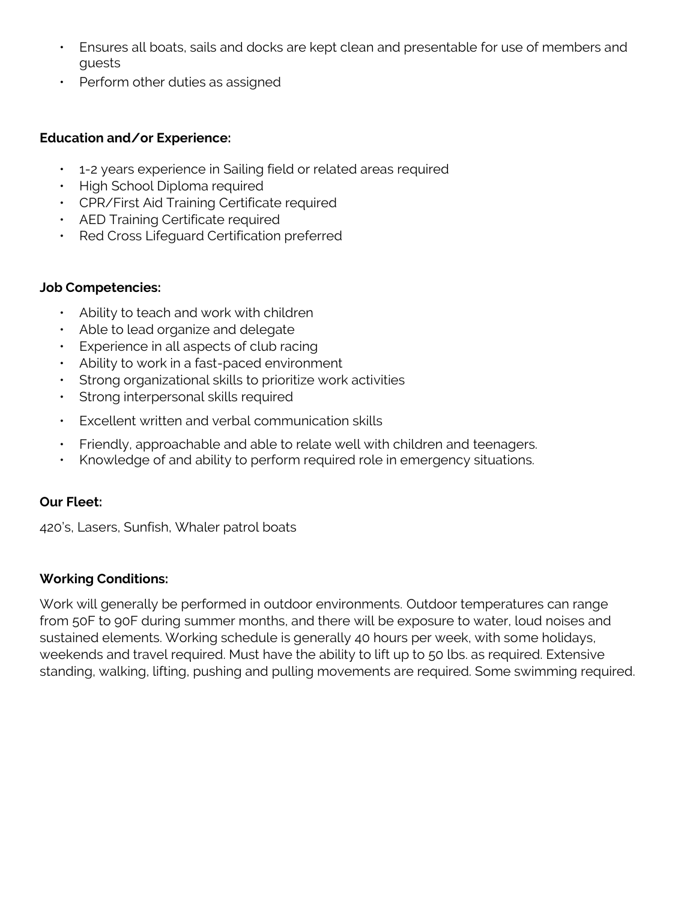- Ensures all boats, sails and docks are kept clean and presentable for use of members and guests
- Perform other duties as assigned

**Education and/or Experience:**

- 1-2 years experience in Sailing field or related areas required
- High School Diploma required
- CPR/First Aid Training Certificate required
- AED Training Certificate required
- Red Cross Lifeguard Certification preferred

**Job Competencies:**

- Ability to teach and work with children
- Able to lead organize and delegate
- Experience in all aspects of club racing
- Ability to work in a fast-paced environment
- Strong organizational skills to prioritize work activities
- Strong interpersonal skills required
- Excellent written and verbal communication skills
- Friendly, approachable and able to relate well with children and teenagers.
- Knowledge of and ability to perform required role in emergency situations.

**Our Fleet:**

420's, Lasers, Sunfish, Whaler patrol boats

**Working Conditions:**

Work will generally be performed in outdoor environments. Outdoor temperatures can range from 50F to 90F during summer months, and there will be exposure to water, loud noises and sustained elements. Working schedule is generally 40 hours per week, with some holidays, weekends and travel required. Must have the ability to lift up to 50 lbs. as required. Extensive standing, walking, lifting, pushing and pulling movements are required. Some swimming required.